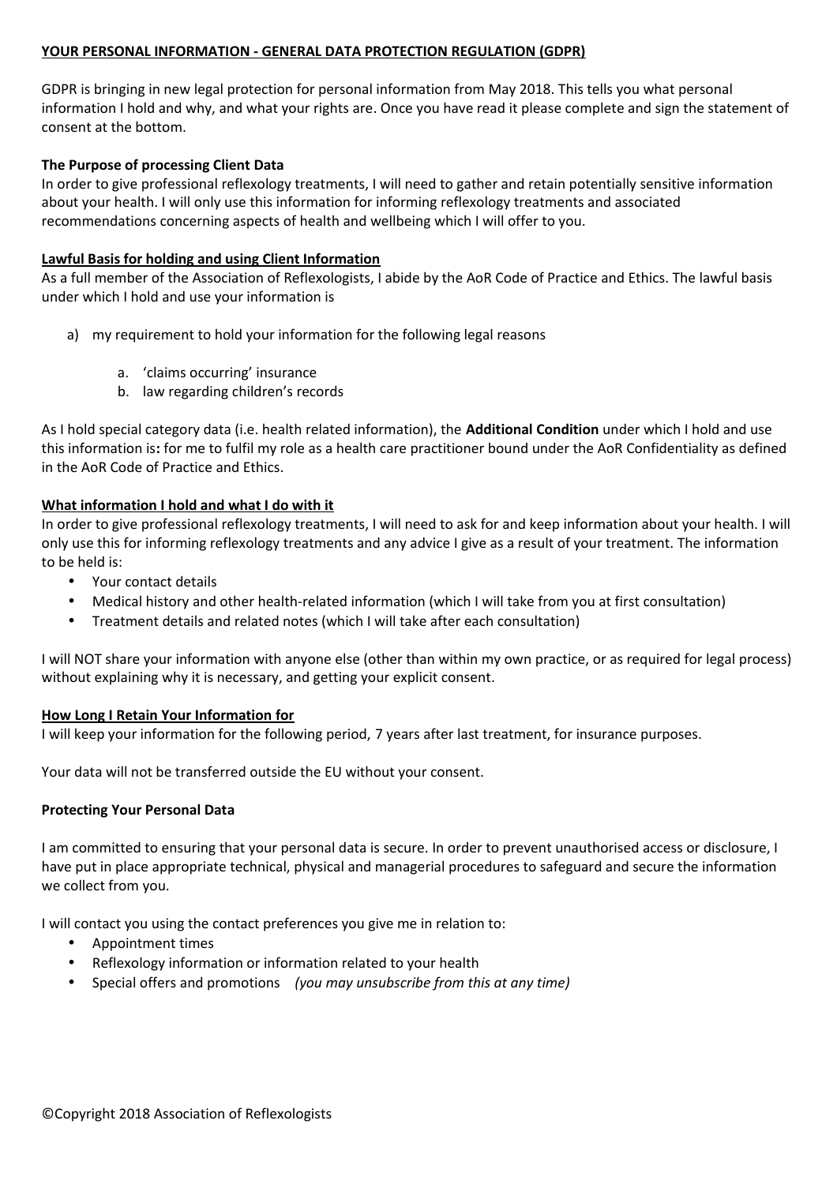# YOUR PERSONAL INFORMATION - GENERAL DATA PROTECTION REGULATION (GDPR)

GDPR is bringing in new legal protection for personal information from May 2018. This tells you what personal information I hold and why, and what your rights are. Once you have read it please complete and sign the statement of consent at the bottom.

**The Purpose of processing Client Data**

In order to give professional reflexology treatments, I will need to gather and retain potentially sensitive information about your health. I will only use this information for informing reflexology treatments and associated recommendations concerning aspects of health and wellbeing which I will offer to you.

**Lawful Basis for holding and using Client Information**

As a full member of the Association of Reflexologists, I abide by the AoR Code of Practice and Ethics. The lawful basis under which I hold and use your information is

a) my requirement to hold your information for the following legal reasons

   a. 'claims occurring' insurance
   b. law regarding children's records

As I hold special category data (i.e. health related information), the **Additional Condition** under which I hold and use this information is**:** for me to fulfil my role as a health care practitioner bound under the AoR Confidentiality as defined in the AoR Code of Practice and Ethics.

**What information I hold and what I do with it**

In order to give professional reflexology treatments, I will need to ask for and keep information about your health. I will only use this for informing reflexology treatments and any advice I give as a result of your treatment. The information to be held is:

- Your contact details
- Medical history and other health-related information (which I will take from you at first consultation)
- Treatment details and related notes (which I will take after each consultation)

I will NOT share your information with anyone else (other than within my own practice, or as required for legal process) without explaining why it is necessary, and getting your explicit consent.

**How Long I Retain Your Information for**

I will keep your information for the following period, 7 years after last treatment, for insurance purposes.

Your data will not be transferred outside the EU without your consent.

**Protecting Your Personal Data**

I am committed to ensuring that your personal data is secure. In order to prevent unauthorised access or disclosure, I have put in place appropriate technical, physical and managerial procedures to safeguard and secure the information we collect from you.

I will contact you using the contact preferences you give me in relation to:

- Appointment times
- Reflexology information or information related to your health
- Special offers and promotions *(you may unsubscribe from this at any time)*

©Copyright 2018 Association of Reflexologists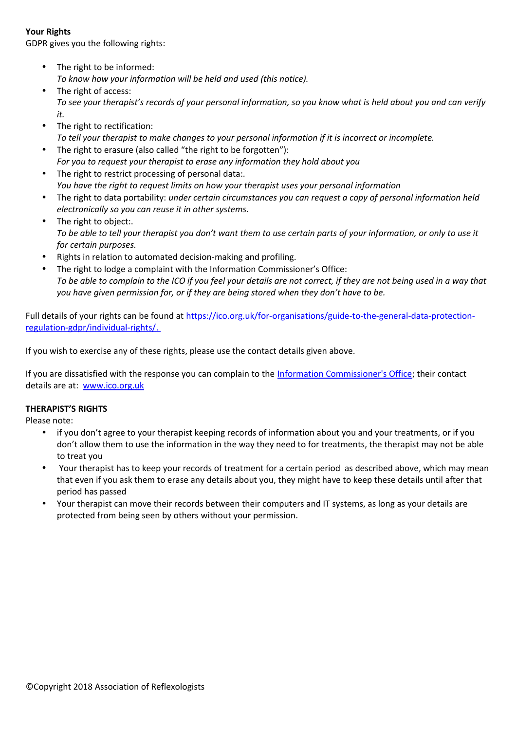**Your Rights**

GDPR gives you the following rights:

- The right to be informed:
  *To know how your information will be held and used (this notice).*
- The right of access:
  *To see your therapist's records of your personal information, so you know what is held about you and can verify it.*
- The right to rectification:
  *To tell your therapist to make changes to your personal information if it is incorrect or incomplete.*
- The right to erasure (also called "the right to be forgotten"):
  *For you to request your therapist to erase any information they hold about you*
- The right to restrict processing of personal data:.
  *You have the right to request limits on how your therapist uses your personal information*
- The right to data portability: *under certain circumstances you can request a copy of personal information held electronically so you can reuse it in other systems.*
- The right to object:.
  *To be able to tell your therapist you don't want them to use certain parts of your information, or only to use it for certain purposes.*
- Rights in relation to automated decision-making and profiling.
- The right to lodge a complaint with the Information Commissioner's Office:
  *To be able to complain to the ICO if you feel your details are not correct, if they are not being used in a way that you have given permission for, or if they are being stored when they don't have to be.*

Full details of your rights can be found at [https://ico.org.uk/for-organisations/guide-to-the-general-data-protection-regulation-gdpr/individual-rights/.](https://ico.org.uk/for-organisations/guide-to-the-general-data-protection-regulation-gdpr/individual-rights/)

If you wish to exercise any of these rights, please use the contact details given above.

If you are dissatisfied with the response you can complain to the [Information Commissioner's Office](www.ico.org.uk); their contact details are at: [www.ico.org.uk](www.ico.org.uk)

**THERAPIST'S RIGHTS**

Please note:

- if you don't agree to your therapist keeping records of information about you and your treatments, or if you don't allow them to use the information in the way they need to for treatments, the therapist may not be able to treat you
- Your therapist has to keep your records of treatment for a certain period as described above, which may mean that even if you ask them to erase any details about you, they might have to keep these details until after that period has passed
- Your therapist can move their records between their computers and IT systems, as long as your details are protected from being seen by others without your permission.

©Copyright 2018 Association of Reflexologists